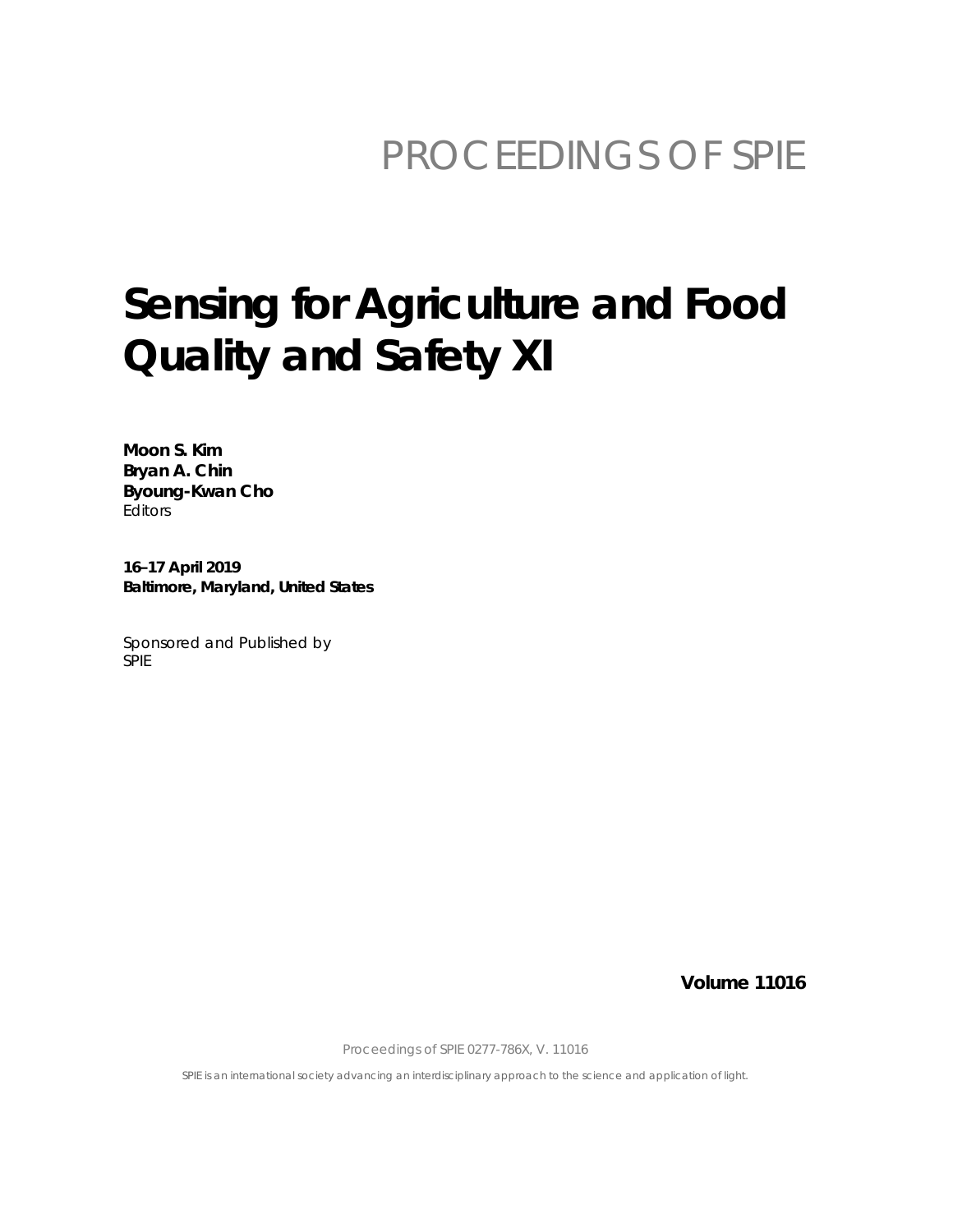PROCEEDINGS OF SPIE

# Sensing for Agriculture and Food Quality and Safety XI

**Moon S. Kim**
**Bryan A. Chin**
**Byoung-Kwan Cho**
Editors

**16–17 April 2019**
**Baltimore, Maryland, United States**

*Sponsored and Published by*
SPIE

**Volume 11016**

Proceedings of SPIE 0277-786X, V. 11016

*SPIE is an international society advancing an interdisciplinary approach to the science and application of light.*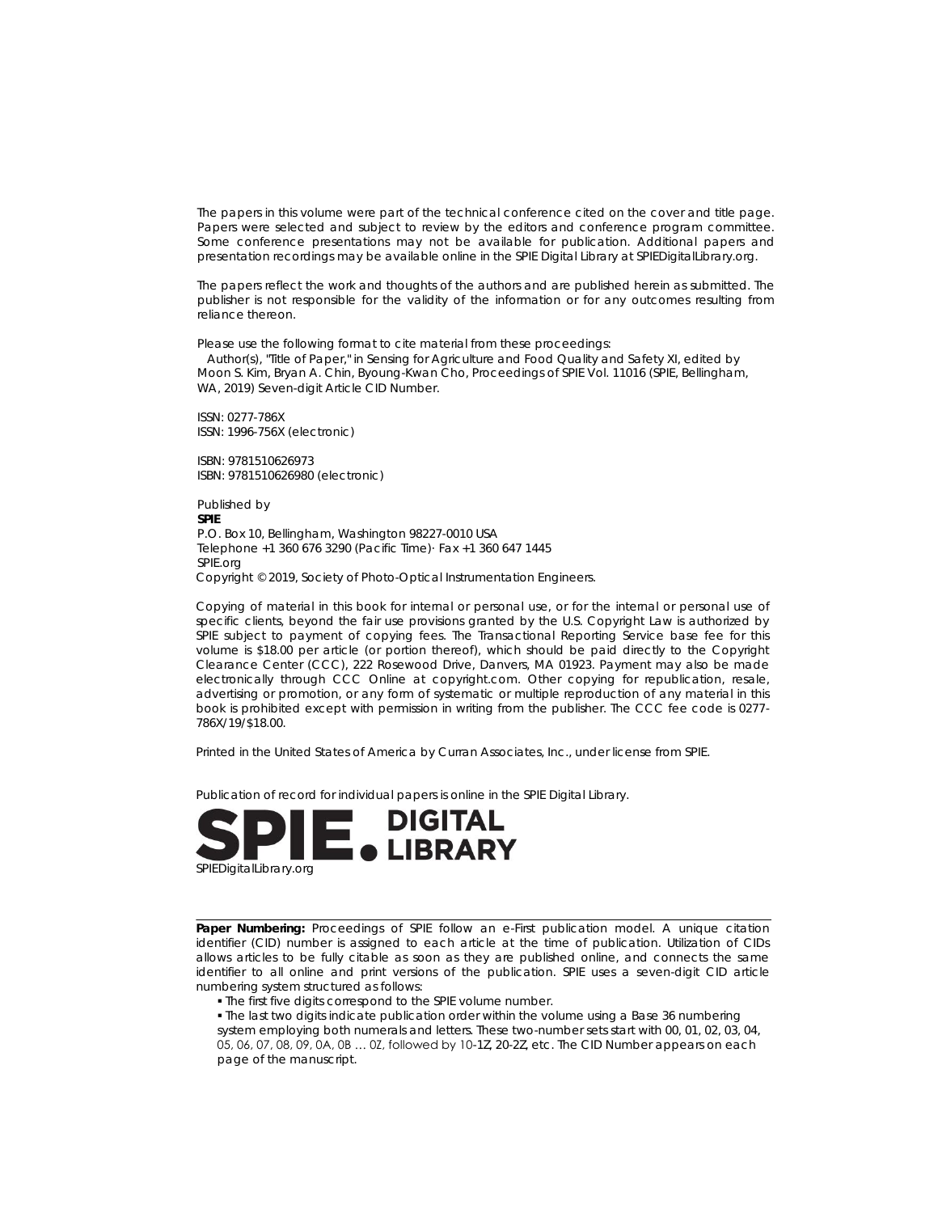The papers in this volume were part of the technical conference cited on the cover and title page. Papers were selected and subject to review by the editors and conference program committee. Some conference presentations may not be available for publication. Additional papers and presentation recordings may be available online in the SPIE Digital Library at SPIEDigitalLibrary.org.

The papers reflect the work and thoughts of the authors and are published herein as submitted. The publisher is not responsible for the validity of the information or for any outcomes resulting from reliance thereon.

Please use the following format to cite material from these proceedings:
Author(s), "Title of Paper," in Sensing for Agriculture and Food Quality and Safety XI, edited by Moon S. Kim, Bryan A. Chin, Byoung-Kwan Cho, Proceedings of SPIE Vol. 11016 (SPIE, Bellingham, WA, 2019) Seven-digit Article CID Number.

ISSN: 0277-786X
ISSN: 1996-756X (electronic)

ISBN: 9781510626973
ISBN: 9781510626980 (electronic)

Published by
**SPIE**
P.O. Box 10, Bellingham, Washington 98227-0010 USA
Telephone +1 360 676 3290 (Pacific Time)· Fax +1 360 647 1445
SPIE.org
Copyright © 2019, Society of Photo-Optical Instrumentation Engineers.

Copying of material in this book for internal or personal use, or for the internal or personal use of specific clients, beyond the fair use provisions granted by the U.S. Copyright Law is authorized by SPIE subject to payment of copying fees. The Transactional Reporting Service base fee for this volume is $18.00 per article (or portion thereof), which should be paid directly to the Copyright Clearance Center (CCC), 222 Rosewood Drive, Danvers, MA 01923. Payment may also be made electronically through CCC Online at copyright.com. Other copying for republication, resale, advertising or promotion, or any form of systematic or multiple reproduction of any material in this book is prohibited except with permission in writing from the publisher. The CCC fee code is 0277-786X/19/$18.00.

Printed in the United States of America by Curran Associates, Inc., under license from SPIE.

Publication of record for individual papers is online in the SPIE Digital Library.

SPIE. DIGITAL LIBRARY
SPIEDigitalLibrary.org

---

**Paper Numbering:** Proceedings of SPIE follow an e-First publication model. A unique citation identifier (CID) number is assigned to each article at the time of publication. Utilization of CIDs allows articles to be fully citable as soon as they are published online, and connects the same identifier to all online and print versions of the publication. SPIE uses a seven-digit CID article numbering system structured as follows:

- The first five digits correspond to the SPIE volume number.
- The last two digits indicate publication order within the volume using a Base 36 numbering system employing both numerals and letters. These two-number sets start with 00, 01, 02, 03, 04, 05, 06, 07, 08, 09, 0A, 0B … 0Z, followed by 10-1Z, 20-2Z, etc. The CID Number appears on each page of the manuscript.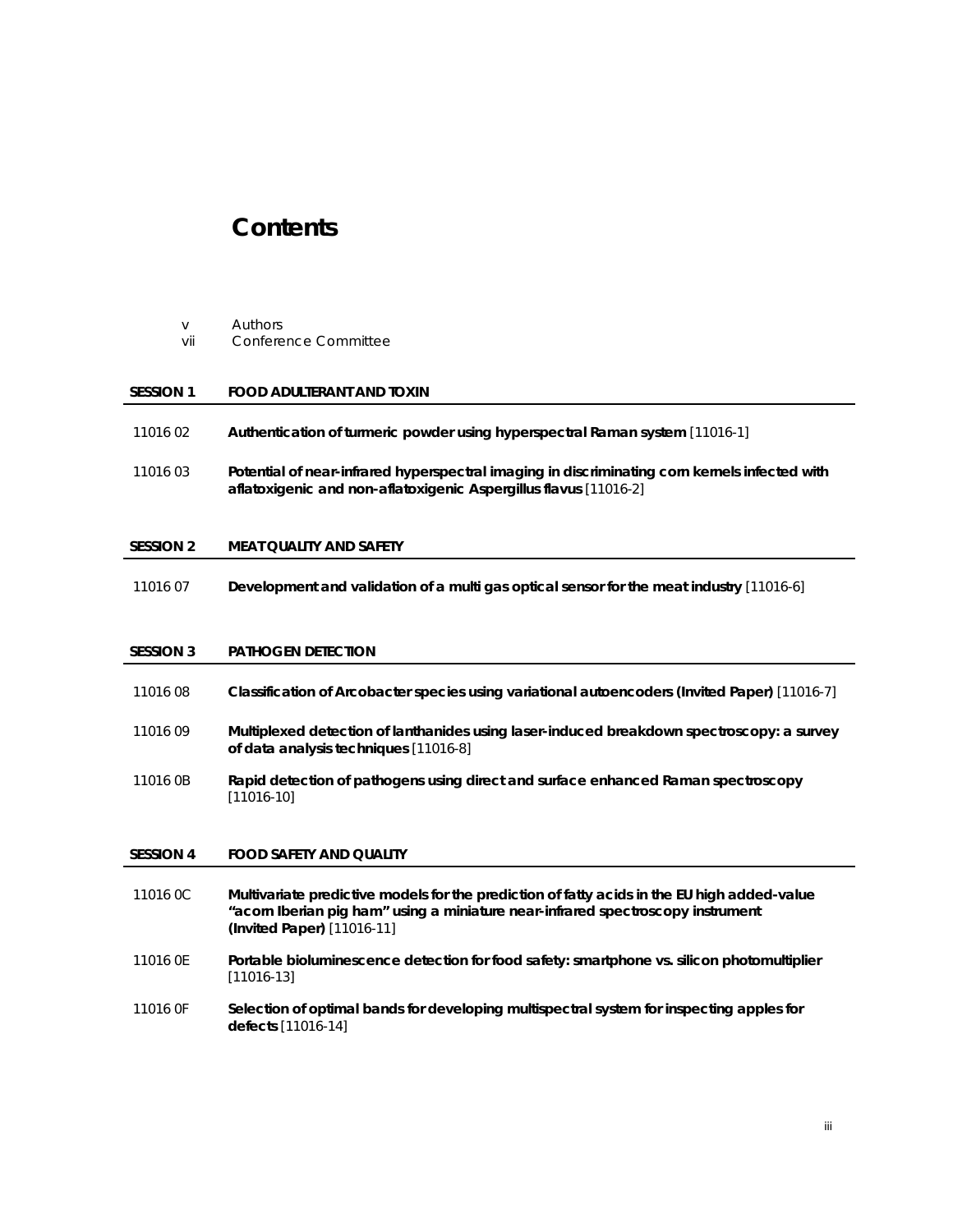# Contents

v Authors
vii Conference Committee

## SESSION 1 FOOD ADULTERANT AND TOXIN

11016 02 **Authentication of turmeric powder using hyperspectral Raman system** [11016-1]

11016 03 **Potential of near-infrared hyperspectral imaging in discriminating corn kernels infected with aflatoxigenic and non-aflatoxigenic Aspergillus flavus** [11016-2]

## SESSION 2 MEAT QUALITY AND SAFETY

11016 07 **Development and validation of a multi gas optical sensor for the meat industry** [11016-6]

## SESSION 3 PATHOGEN DETECTION

11016 08 **Classification of Arcobacter species using variational autoencoders (Invited Paper)** [11016-7]

11016 09 **Multiplexed detection of lanthanides using laser-induced breakdown spectroscopy: a survey of data analysis techniques** [11016-8]

11016 0B **Rapid detection of pathogens using direct and surface enhanced Raman spectroscopy** [11016-10]

## SESSION 4 FOOD SAFETY AND QUALITY

11016 0C **Multivariate predictive models for the prediction of fatty acids in the EU high added-value "acorn Iberian pig ham" using a miniature near-infrared spectroscopy instrument (Invited Paper)** [11016-11]

11016 0E **Portable bioluminescence detection for food safety: smartphone vs. silicon photomultiplier** [11016-13]

11016 0F **Selection of optimal bands for developing multispectral system for inspecting apples for defects** [11016-14]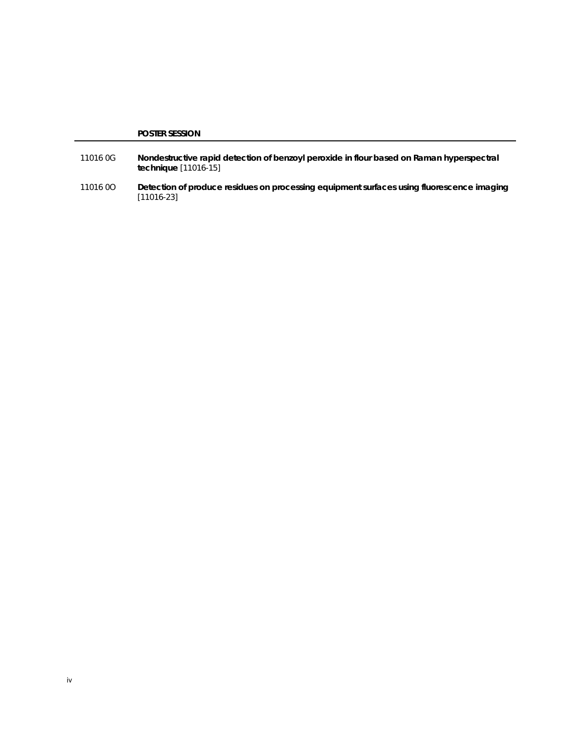## POSTER SESSION

11016 0G **Nondestructive rapid detection of benzoyl peroxide in flour based on Raman hyperspectral technique** [11016-15]

11016 0O **Detection of produce residues on processing equipment surfaces using fluorescence imaging** [11016-23]